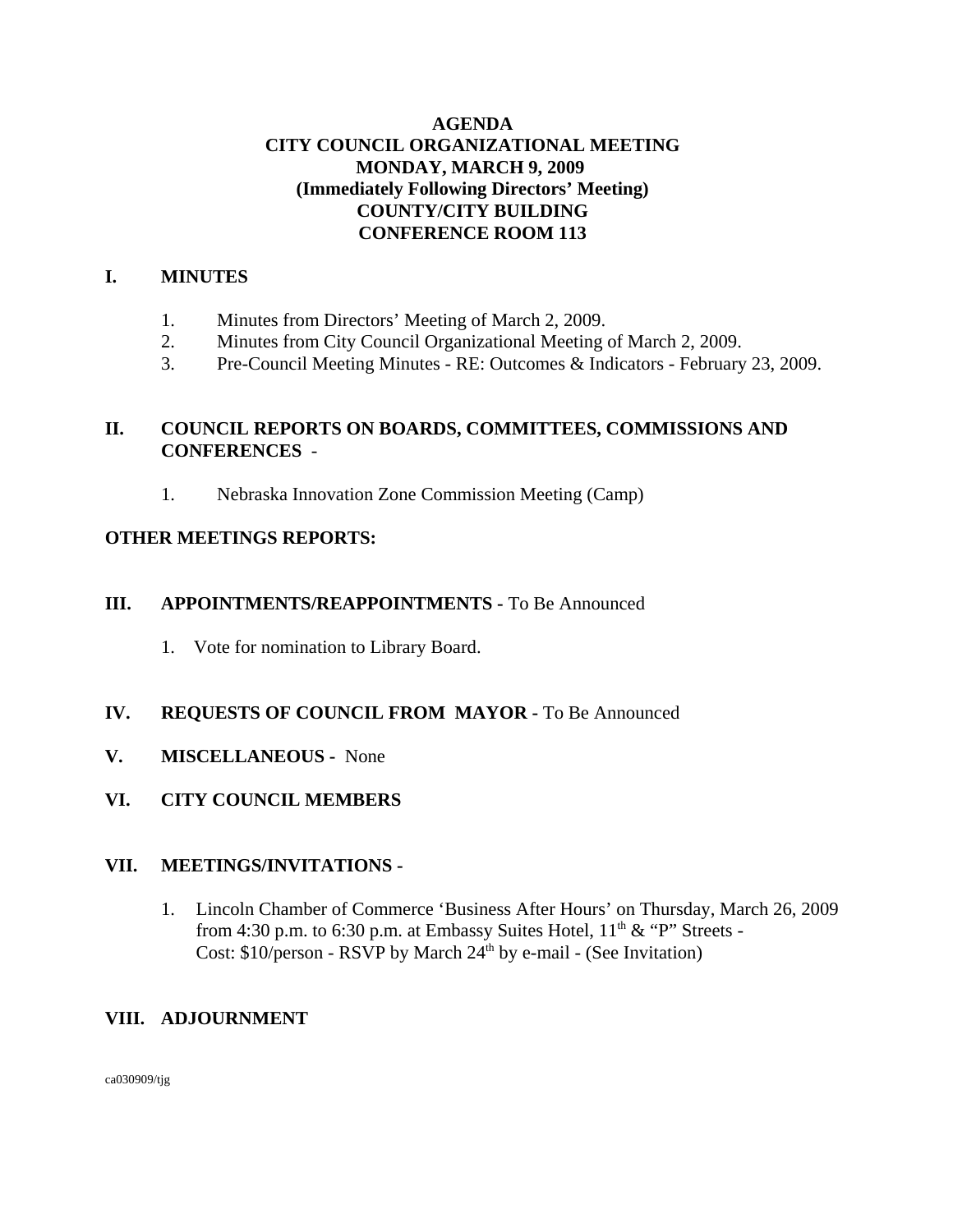**AGENDA**
**CITY COUNCIL ORGANIZATIONAL MEETING**
**MONDAY, MARCH 9, 2009**
**(Immediately Following Directors' Meeting)**
**COUNTY/CITY BUILDING**
**CONFERENCE ROOM 113**

## I. MINUTES

1. Minutes from Directors' Meeting of March 2, 2009.
2. Minutes from City Council Organizational Meeting of March 2, 2009.
3. Pre-Council Meeting Minutes - RE: Outcomes & Indicators - February 23, 2009.

## II. COUNCIL REPORTS ON BOARDS, COMMITTEES, COMMISSIONS AND CONFERENCES -

1. Nebraska Innovation Zone Commission Meeting (Camp)

**OTHER MEETINGS REPORTS:**

## III. APPOINTMENTS/REAPPOINTMENTS - To Be Announced

1. Vote for nomination to Library Board.

## IV. REQUESTS OF COUNCIL FROM MAYOR - To Be Announced

## V. MISCELLANEOUS - None

## VI. CITY COUNCIL MEMBERS

## VII. MEETINGS/INVITATIONS -

1. Lincoln Chamber of Commerce 'Business After Hours' on Thursday, March 26, 2009 from 4:30 p.m. to 6:30 p.m. at Embassy Suites Hotel, 11th & "P" Streets - Cost: $10/person - RSVP by March 24th by e-mail - (See Invitation)

## VIII. ADJOURNMENT

ca030909/tjg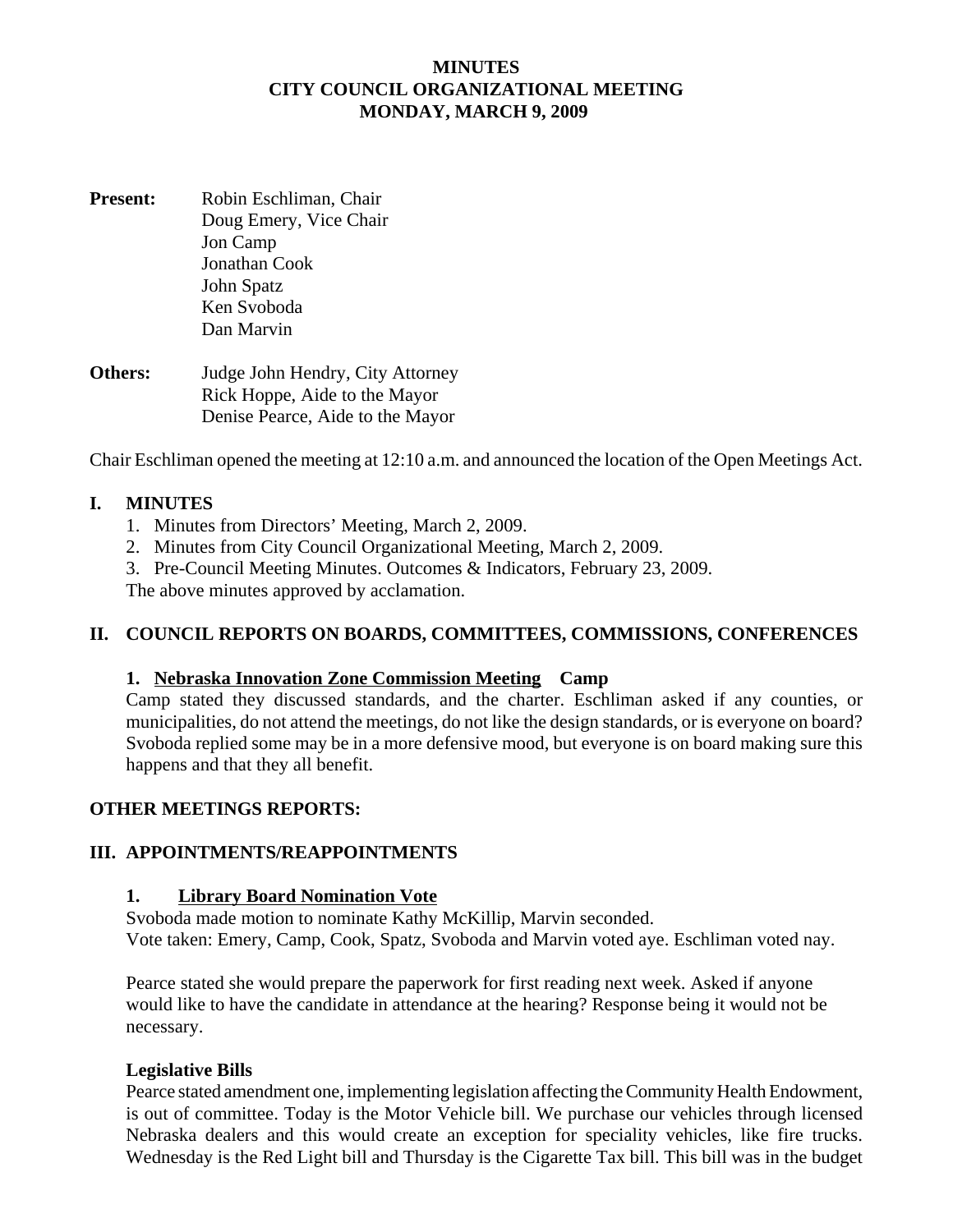# MINUTES
# CITY COUNCIL ORGANIZATIONAL MEETING
# MONDAY, MARCH 9, 2009

**Present:** Robin Eschliman, Chair
Doug Emery, Vice Chair
Jon Camp
Jonathan Cook
John Spatz
Ken Svoboda
Dan Marvin

**Others:** Judge John Hendry, City Attorney
Rick Hoppe, Aide to the Mayor
Denise Pearce, Aide to the Mayor

Chair Eschliman opened the meeting at 12:10 a.m. and announced the location of the Open Meetings Act.

## I. MINUTES

1. Minutes from Directors' Meeting, March 2, 2009.
2. Minutes from City Council Organizational Meeting, March 2, 2009.
3. Pre-Council Meeting Minutes. Outcomes & Indicators, February 23, 2009.

The above minutes approved by acclamation.

## II. COUNCIL REPORTS ON BOARDS, COMMITTEES, COMMISSIONS, CONFERENCES

### 1. Nebraska Innovation Zone Commission Meeting Camp

Camp stated they discussed standards, and the charter. Eschliman asked if any counties, or municipalities, do not attend the meetings, do not like the design standards, or is everyone on board? Svoboda replied some may be in a more defensive mood, but everyone is on board making sure this happens and that they all benefit.

## OTHER MEETINGS REPORTS:

## III. APPOINTMENTS/REAPPOINTMENTS

### 1. Library Board Nomination Vote

Svoboda made motion to nominate Kathy McKillip, Marvin seconded.
Vote taken: Emery, Camp, Cook, Spatz, Svoboda and Marvin voted aye. Eschliman voted nay.

Pearce stated she would prepare the paperwork for first reading next week. Asked if anyone would like to have the candidate in attendance at the hearing? Response being it would not be necessary.

### Legislative Bills

Pearce stated amendment one, implementing legislation affecting the Community Health Endowment, is out of committee. Today is the Motor Vehicle bill. We purchase our vehicles through licensed Nebraska dealers and this would create an exception for speciality vehicles, like fire trucks. Wednesday is the Red Light bill and Thursday is the Cigarette Tax bill. This bill was in the budget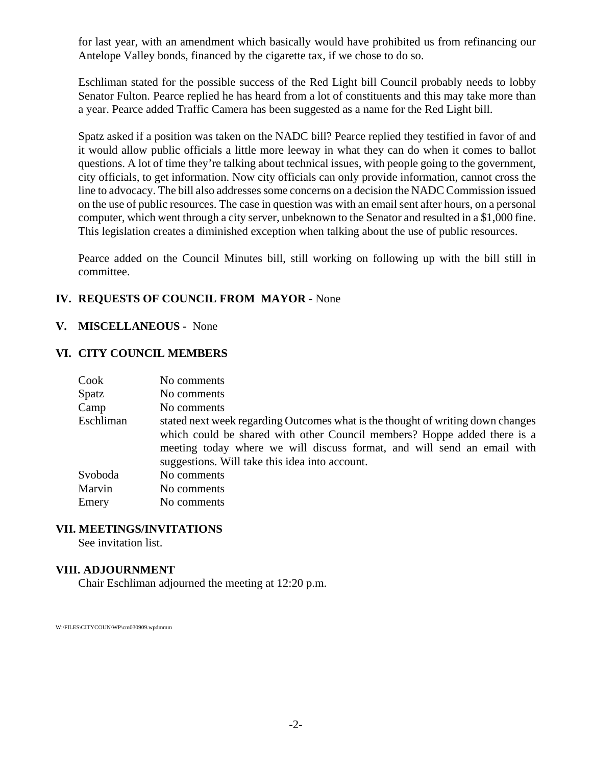for last year, with an amendment which basically would have prohibited us from refinancing our Antelope Valley bonds, financed by the cigarette tax, if we chose to do so.

Eschliman stated for the possible success of the Red Light bill Council probably needs to lobby Senator Fulton. Pearce replied he has heard from a lot of constituents and this may take more than a year. Pearce added Traffic Camera has been suggested as a name for the Red Light bill.

Spatz asked if a position was taken on the NADC bill? Pearce replied they testified in favor of and it would allow public officials a little more leeway in what they can do when it comes to ballot questions. A lot of time they're talking about technical issues, with people going to the government, city officials, to get information. Now city officials can only provide information, cannot cross the line to advocacy. The bill also addresses some concerns on a decision the NADC Commission issued on the use of public resources. The case in question was with an email sent after hours, on a personal computer, which went through a city server, unbeknown to the Senator and resulted in a $1,000 fine. This legislation creates a diminished exception when talking about the use of public resources.

Pearce added on the Council Minutes bill, still working on following up with the bill still in committee.

## IV. REQUESTS OF COUNCIL FROM MAYOR - None

## V. MISCELLANEOUS - None

## VI. CITY COUNCIL MEMBERS

| | |
|---|---|
| Cook | No comments |
| Spatz | No comments |
| Camp | No comments |
| Eschliman | stated next week regarding Outcomes what is the thought of writing down changes which could be shared with other Council members? Hoppe added there is a meeting today where we will discuss format, and will send an email with suggestions. Will take this idea into account. |
| Svoboda | No comments |
| Marvin | No comments |
| Emery | No comments |

## VII. MEETINGS/INVITATIONS

See invitation list.

## VIII. ADJOURNMENT

Chair Eschliman adjourned the meeting at 12:20 p.m.

W:\FILES\CITYCOUN\WP\cm030909.wpdmmm